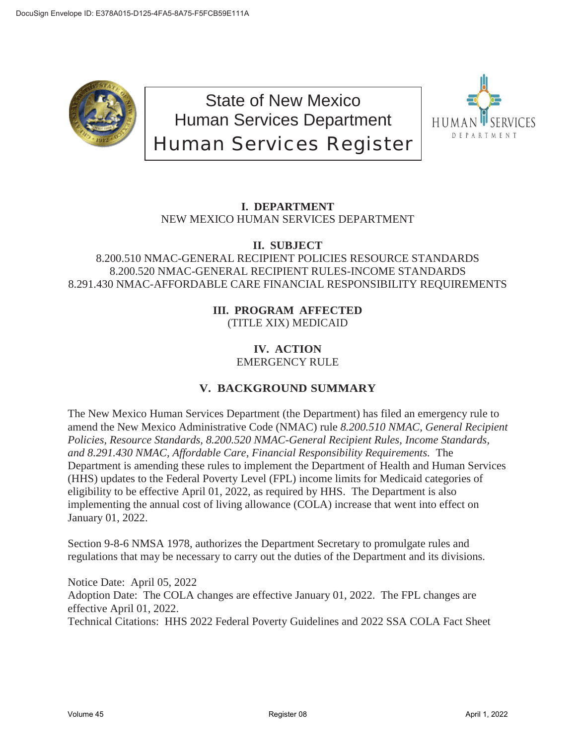# State of New Mexico
# Human Services Department
# Human Services Register

**I. DEPARTMENT**
NEW MEXICO HUMAN SERVICES DEPARTMENT

**II. SUBJECT**
8.200.510 NMAC-GENERAL RECIPIENT POLICIES RESOURCE STANDARDS
8.200.520 NMAC-GENERAL RECIPIENT RULES-INCOME STANDARDS
8.291.430 NMAC-AFFORDABLE CARE FINANCIAL RESPONSIBILITY REQUIREMENTS

**III. PROGRAM AFFECTED**
(TITLE XIX) MEDICAID

**IV. ACTION**
EMERGENCY RULE

**V. BACKGROUND SUMMARY**

The New Mexico Human Services Department (the Department) has filed an emergency rule to amend the New Mexico Administrative Code (NMAC) rule *8.200.510 NMAC, General Recipient Policies, Resource Standards, 8.200.520 NMAC-General Recipient Rules, Income Standards, and 8.291.430 NMAC, Affordable Care, Financial Responsibility Requirements.* The Department is amending these rules to implement the Department of Health and Human Services (HHS) updates to the Federal Poverty Level (FPL) income limits for Medicaid categories of eligibility to be effective April 01, 2022, as required by HHS. The Department is also implementing the annual cost of living allowance (COLA) increase that went into effect on January 01, 2022.

Section 9-8-6 NMSA 1978, authorizes the Department Secretary to promulgate rules and regulations that may be necessary to carry out the duties of the Department and its divisions.

Notice Date: April 05, 2022
Adoption Date: The COLA changes are effective January 01, 2022. The FPL changes are effective April 01, 2022.
Technical Citations: HHS 2022 Federal Poverty Guidelines and 2022 SSA COLA Fact Sheet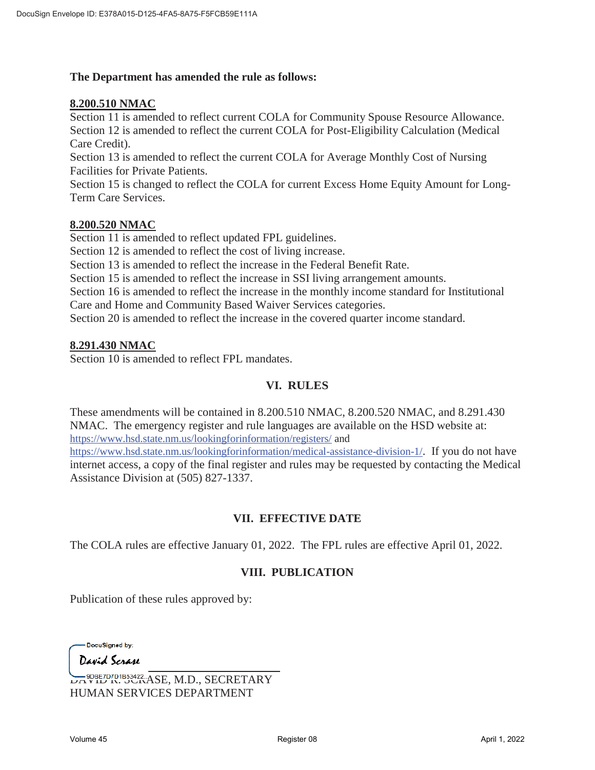**The Department has amended the rule as follows:**

**8.200.510 NMAC**

Section 11 is amended to reflect current COLA for Community Spouse Resource Allowance.
Section 12 is amended to reflect the current COLA for Post-Eligibility Calculation (Medical Care Credit).
Section 13 is amended to reflect the current COLA for Average Monthly Cost of Nursing Facilities for Private Patients.
Section 15 is changed to reflect the COLA for current Excess Home Equity Amount for Long-Term Care Services.

**8.200.520 NMAC**

Section 11 is amended to reflect updated FPL guidelines.
Section 12 is amended to reflect the cost of living increase.
Section 13 is amended to reflect the increase in the Federal Benefit Rate.
Section 15 is amended to reflect the increase in SSI living arrangement amounts.
Section 16 is amended to reflect the increase in the monthly income standard for Institutional Care and Home and Community Based Waiver Services categories.
Section 20 is amended to reflect the increase in the covered quarter income standard.

**8.291.430 NMAC**

Section 10 is amended to reflect FPL mandates.

## VI. RULES

These amendments will be contained in 8.200.510 NMAC, 8.200.520 NMAC, and 8.291.430 NMAC. The emergency register and rule languages are available on the HSD website at: https://www.hsd.state.nm.us/lookingforinformation/registers/ and https://www.hsd.state.nm.us/lookingforinformation/medical-assistance-division-1/. If you do not have internet access, a copy of the final register and rules may be requested by contacting the Medical Assistance Division at (505) 827-1337.

## VII. EFFECTIVE DATE

The COLA rules are effective January 01, 2022. The FPL rules are effective April 01, 2022.

## VIII. PUBLICATION

Publication of these rules approved by:

DocuSigned by:
David Scrase
9DBE7D7D1B53422...

DAVID R. SCRASE, M.D., SECRETARY
HUMAN SERVICES DEPARTMENT